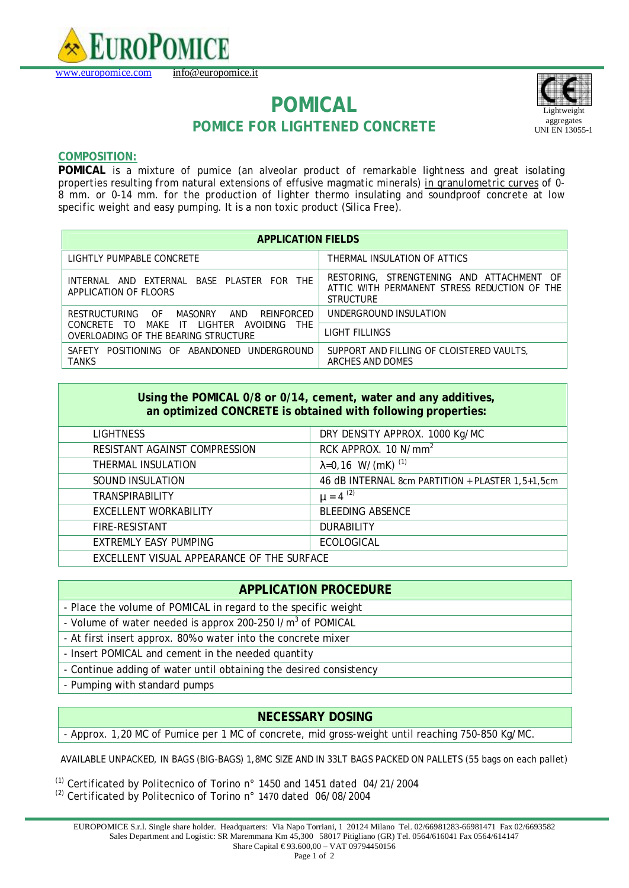EUROPOMICE

www.europomice.com info@europomice.it

Lightweight aggregates UNI EN 13055-1

# POMICAL

## POMICE FOR LIGHTENED CONCRETE

### COMPOSITION:

**POMICAL** is a mixture of pumice (an alveolar product of remarkable lightness and great isolating properties resulting from natural extensions of effusive magmatic minerals) in granulometric curves of 0-8 mm. or 0-14 mm. for the production of lighter thermo insulating and soundproof concrete at low specific weight and easy pumping. It is a non toxic product (Silica Free).

| APPLICATION FIELDS | |
|---|---|
| LIGHTLY PUMPABLE CONCRETE | THERMAL INSULATION OF ATTICS |
| INTERNAL AND EXTERNAL BASE PLASTER FOR THE APPLICATION OF FLOORS | RESTORING, STRENGTENING AND ATTACHMENT OF ATTIC WITH PERMANENT STRESS REDUCTION OF THE STRUCTURE |
| RESTRUCTURING OF MASONRY AND REINFORCED CONCRETE TO MAKE IT LIGHTER AVOIDING THE OVERLOADING OF THE BEARING STRUCTURE | UNDERGROUND INSULATION |
| | LIGHT FILLINGS |
| SAFETY POSITIONING OF ABANDONED UNDERGROUND TANKS | SUPPORT AND FILLING OF CLOISTERED VAULTS, ARCHES AND DOMES |

| **Using the POMICAL 0/8 or 0/14, cement, water and any additives, an optimized CONCRETE is obtained with following properties:** | |
|---|---|
| LIGHTNESS | DRY DENSITY APPROX. 1000 Kg/MC |
| RESISTANT AGAINST COMPRESSION | RCK APPROX. 10 $N/mm^2$ |
| THERMAL INSULATION | $\lambda$=0,16 W/(mK) [(1)] |
| SOUND INSULATION | 46 dB INTERNAL 8cm PARTITION + PLASTER 1,5+1,5cm |
| TRANSPIRABILITY | $\mu = 4$ [(2)] |
| EXCELLENT WORKABILITY | BLEEDING ABSENCE |
| FIRE-RESISTANT | DURABILITY |
| EXTREMLY EASY PUMPING | ECOLOGICAL |
| EXCELLENT VISUAL APPEARANCE OF THE SURFACE | |

| APPLICATION PROCEDURE |
|---|
| - Place the volume of POMICAL in regard to the specific weight |
| - Volume of water needed is approx 200-250 $l/m^3$ of POMICAL |
| - At first insert approx. 80%o water into the concrete mixer |
| - Insert POMICAL and cement in the needed quantity |
| - Continue adding of water until obtaining the desired consistency |
| - Pumping with standard pumps |

| NECESSARY DOSING |
|---|
| - Approx. 1,20 MC of Pumice per 1 MC of concrete, mid gross-weight until reaching 750-850 Kg/MC. |

AVAILABLE UNPACKED, IN BAGS (BIG-BAGS) 1,8MC SIZE AND IN 33LT BAGS PACKED ON PALLETS (55 bags on each pallet)

(1) Certificated by Politecnico of Torino n° 1450 and 1451 dated 04/21/2004

(2) Certificated by Politecnico of Torino n° 1470 dated 06/08/2004

EUROPOMICE S.r.l. Single share holder. Headquarters: Via Napo Torriani, 1 20124 Milano Tel. 02/66981283-66981471 Fax 02/6693582
Sales Department and Logistic: SR Maremmana Km 45,300 58017 Pitigliano (GR) Tel. 0564/616041 Fax 0564/614147
Share Capital € 93.600,00 – VAT 09794450156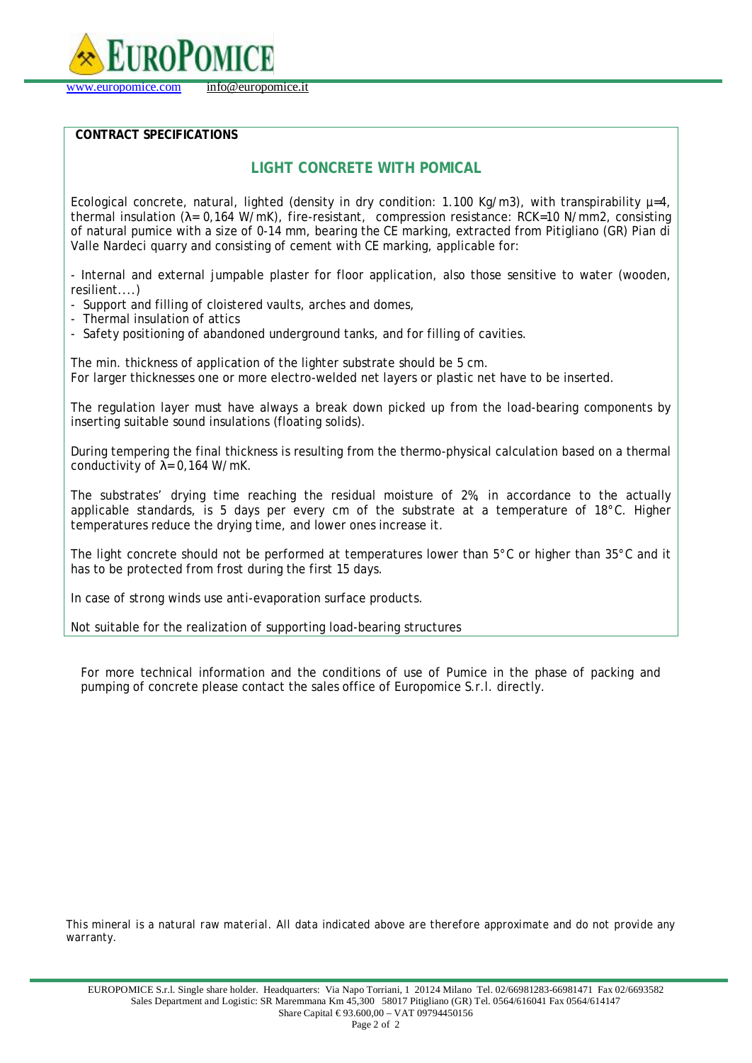www.europomice.com info@europomice.it

**CONTRACT SPECIFICATIONS**

## LIGHT CONCRETE WITH POMICAL

Ecological concrete, natural, lighted (density in dry condition: 1.100 Kg/m3), with transpirability $\mu$=4, thermal insulation ($\lambda$= 0,164 W/mK), fire-resistant, compression resistance: RCK=10 N/mm2, consisting of natural pumice with a size of 0-14 mm, bearing the CE marking, extracted from Pitigliano (GR) Pian di Valle Nardeci quarry and consisting of cement with CE marking, applicable for:

- Internal and external jumpable plaster for floor application, also those sensitive to water (wooden, resilient....)
- Support and filling of cloistered vaults, arches and domes,
- Thermal insulation of attics
- Safety positioning of abandoned underground tanks, and for filling of cavities.

The min. thickness of application of the lighter substrate should be 5 cm.
For larger thicknesses one or more electro-welded net layers or plastic net have to be inserted.

The regulation layer must have always a break down picked up from the load-bearing components by inserting suitable sound insulations (floating solids).

During tempering the final thickness is resulting from the thermo-physical calculation based on a thermal conductivity of $\lambda$= 0,164 W/mK.

The substrates' drying time reaching the residual moisture of 2%, in accordance to the actually applicable standards, is 5 days per every cm of the substrate at a temperature of 18°C. Higher temperatures reduce the drying time, and lower ones increase it.

The light concrete should not be performed at temperatures lower than 5°C or higher than 35°C and it has to be protected from frost during the first 15 days.

In case of strong winds use anti-evaporation surface products.

Not suitable for the realization of supporting load-bearing structures

For more technical information and the conditions of use of Pumice in the phase of packing and pumping of concrete please contact the sales office of Europomice S.r.l. directly.

This mineral is a natural raw material. All data indicated above are therefore approximate and do not provide any warranty.

EUROPOMICE S.r.l. Single share holder. Headquarters: Via Napo Torriani, 1 20124 Milano Tel. 02/66981283-66981471 Fax 02/6693582
Sales Department and Logistic: SR Maremmana Km 45,300 58017 Pitigliano (GR) Tel. 0564/616041 Fax 0564/614147
Share Capital € 93.600,00 – VAT 09794450156